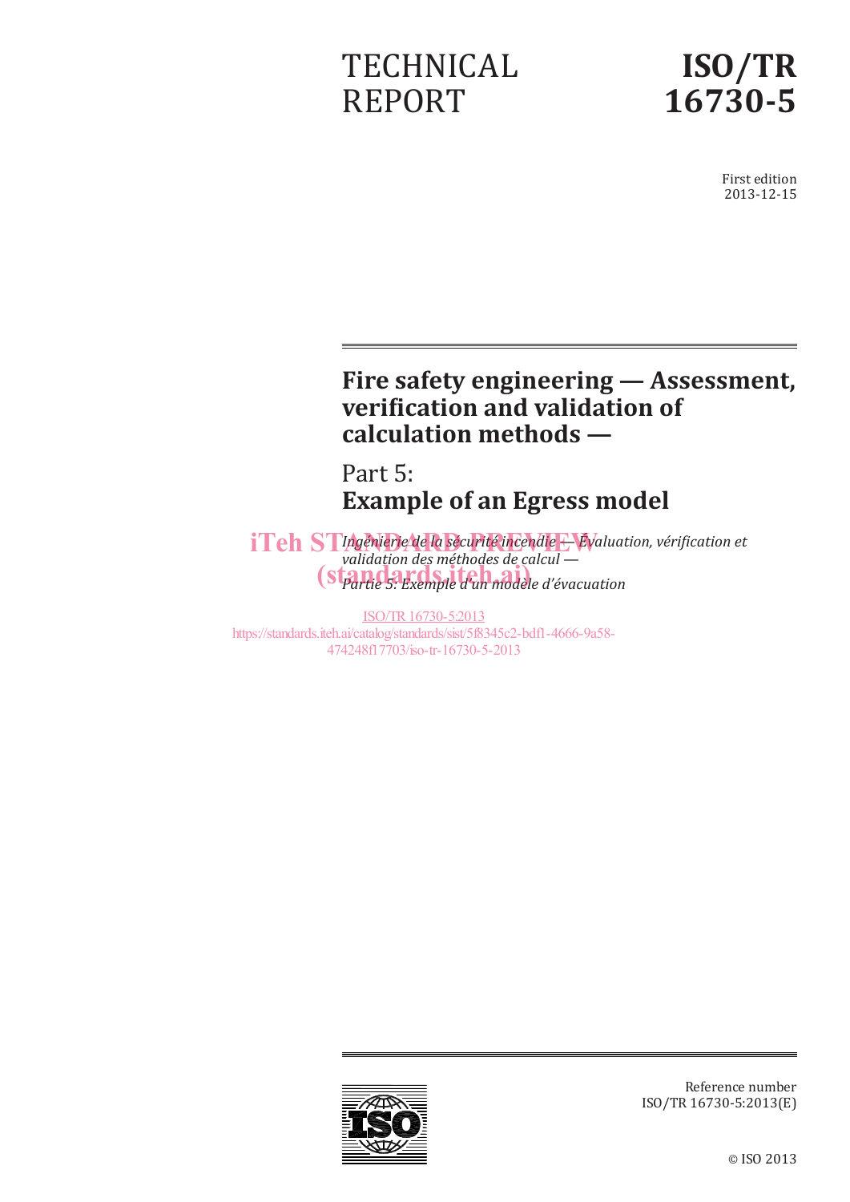TECHNICAL REPORT

# ISO/TR 16730-5

First edition
2013-12-15

# Fire safety engineering — Assessment, verification and validation of calculation methods —

## Part 5:
## Example of an Egress model

*Ingénierie de la sécurité incendie — Évaluation, vérification et validation des méthodes de calcul —*

*Partie 5: Exemple d'un modèle d'évacuation*

iTeh STANDARD PREVIEW
(standards.iteh.ai)

ISO/TR 16730-5:2013
https://standards.iteh.ai/catalog/standards/sist/5f8345c2-bdf1-4666-9a58-474248f17703/iso-tr-16730-5-2013

Reference number
ISO/TR 16730-5:2013(E)

© ISO 2013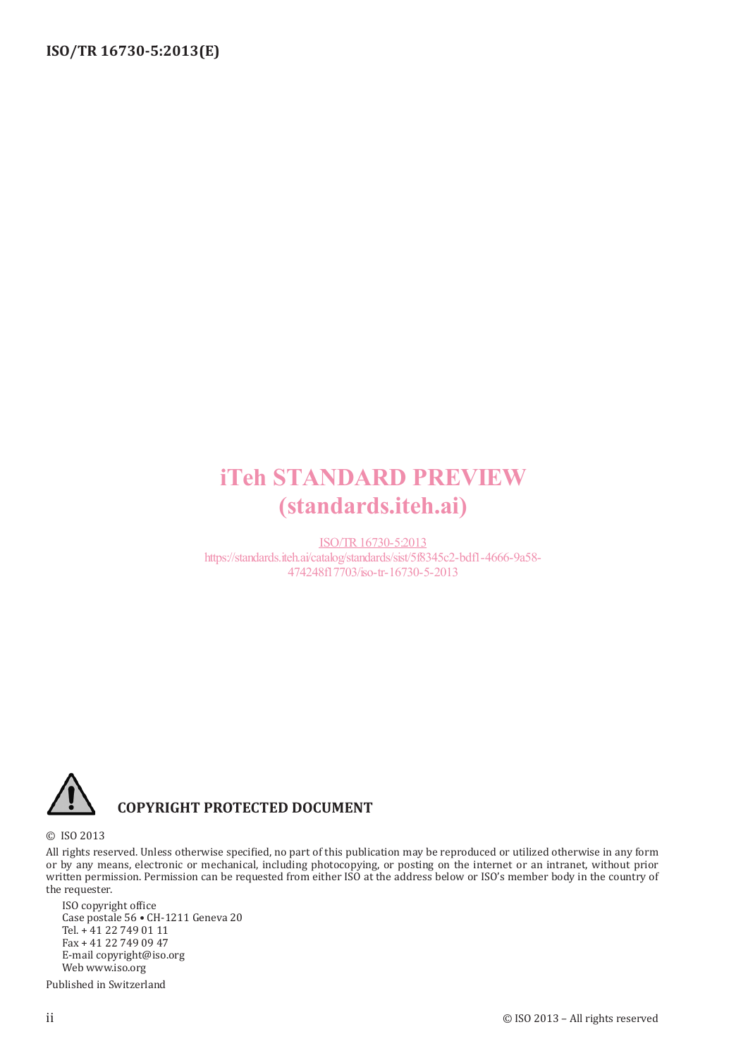iTeh STANDARD PREVIEW
(standards.iteh.ai)

ISO/TR 16730-5:2013
https://standards.iteh.ai/catalog/standards/sist/5f8345c2-bdf1-4666-9a58-474248f17703/iso-tr-16730-5-2013

**COPYRIGHT PROTECTED DOCUMENT**

© ISO 2013

All rights reserved. Unless otherwise specified, no part of this publication may be reproduced or utilized otherwise in any form or by any means, electronic or mechanical, including photocopying, or posting on the internet or an intranet, without prior written permission. Permission can be requested from either ISO at the address below or ISO's member body in the country of the requester.

ISO copyright office
Case postale 56 • CH-1211 Geneva 20
Tel. + 41 22 749 01 11
Fax + 41 22 749 09 47
E-mail copyright@iso.org
Web www.iso.org

Published in Switzerland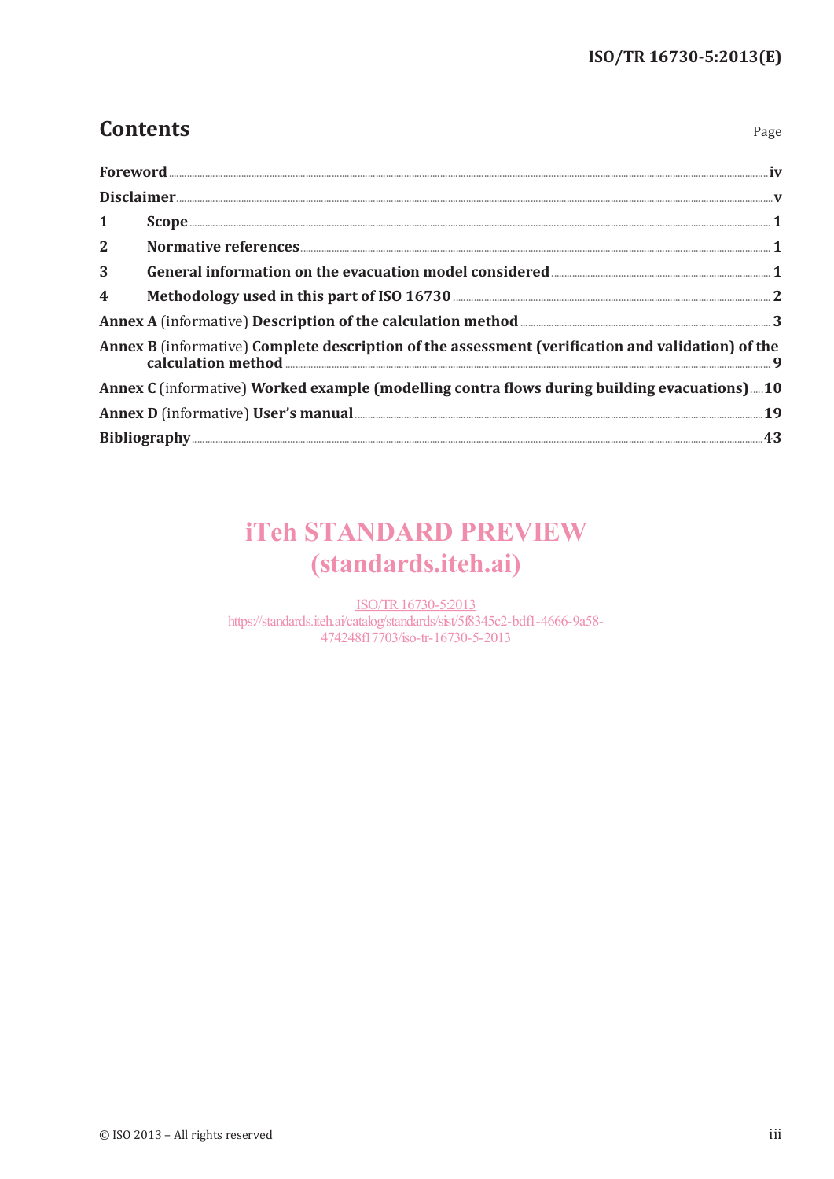# Contents

Page

**Foreword** ..... **iv**

**Disclaimer** ..... **v**

**1 Scope** ..... **1**

**2 Normative references** ..... **1**

**3 General information on the evacuation model considered** ..... **1**

**4 Methodology used in this part of ISO 16730** ..... **2**

**Annex A** (informative) **Description of the calculation method** ..... **3**

**Annex B** (informative) **Complete description of the assessment (verification and validation) of the calculation method** ..... **9**

**Annex C** (informative) **Worked example (modelling contra flows during building evacuations)** ..... **10**

**Annex D** (informative) **User's manual** ..... **19**

**Bibliography** ..... **43**

iTeh STANDARD PREVIEW
(standards.iteh.ai)

ISO/TR 16730-5:2013
https://standards.iteh.ai/catalog/standards/sist/5f8345c2-bdf1-4666-9a58-474248f17703/iso-tr-16730-5-2013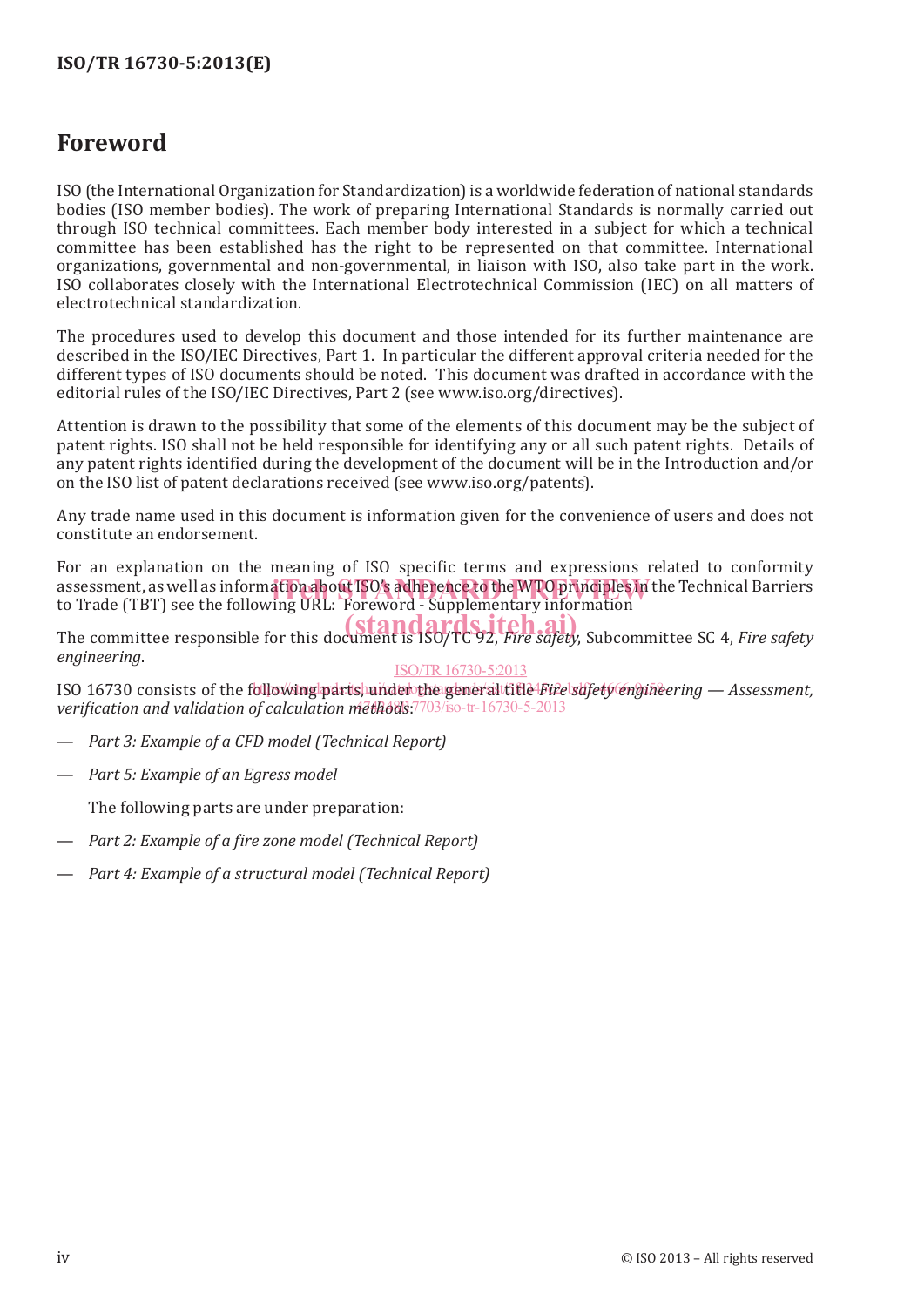# Foreword

ISO (the International Organization for Standardization) is a worldwide federation of national standards bodies (ISO member bodies). The work of preparing International Standards is normally carried out through ISO technical committees. Each member body interested in a subject for which a technical committee has been established has the right to be represented on that committee. International organizations, governmental and non-governmental, in liaison with ISO, also take part in the work. ISO collaborates closely with the International Electrotechnical Commission (IEC) on all matters of electrotechnical standardization.

The procedures used to develop this document and those intended for its further maintenance are described in the ISO/IEC Directives, Part 1. In particular the different approval criteria needed for the different types of ISO documents should be noted. This document was drafted in accordance with the editorial rules of the ISO/IEC Directives, Part 2 (see www.iso.org/directives).

Attention is drawn to the possibility that some of the elements of this document may be the subject of patent rights. ISO shall not be held responsible for identifying any or all such patent rights. Details of any patent rights identified during the development of the document will be in the Introduction and/or on the ISO list of patent declarations received (see www.iso.org/patents).

Any trade name used in this document is information given for the convenience of users and does not constitute an endorsement.

For an explanation on the meaning of ISO specific terms and expressions related to conformity assessment, as well as information about ISO's adherence to the WTO principles in the Technical Barriers to Trade (TBT) see the following URL: Foreword - Supplementary information

The committee responsible for this document is ISO/TC 92, *Fire safety*, Subcommittee SC 4, *Fire safety engineering*.

ISO 16730 consists of the following parts, under the general title *Fire safety engineering — Assessment, verification and validation of calculation methods*:

— *Part 3: Example of a CFD model (Technical Report)*

— *Part 5: Example of an Egress model*

The following parts are under preparation:

— *Part 2: Example of a fire zone model (Technical Report)*

— *Part 4: Example of a structural model (Technical Report)*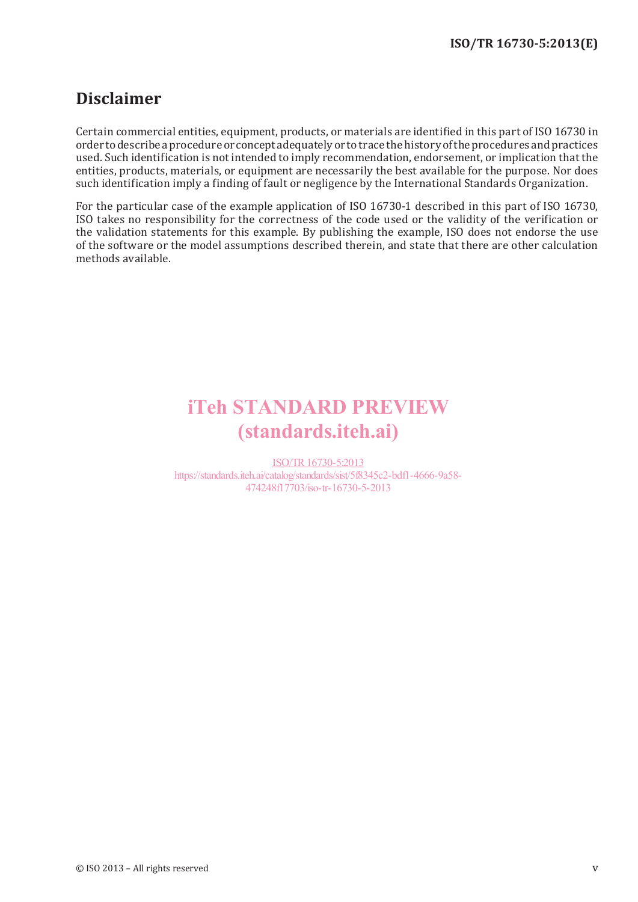# Disclaimer

Certain commercial entities, equipment, products, or materials are identified in this part of ISO 16730 in order to describe a procedure or concept adequately or to trace the history of the procedures and practices used. Such identification is not intended to imply recommendation, endorsement, or implication that the entities, products, materials, or equipment are necessarily the best available for the purpose. Nor does such identification imply a finding of fault or negligence by the International Standards Organization.

For the particular case of the example application of ISO 16730-1 described in this part of ISO 16730, ISO takes no responsibility for the correctness of the code used or the validity of the verification or the validation statements for this example. By publishing the example, ISO does not endorse the use of the software or the model assumptions described therein, and state that there are other calculation methods available.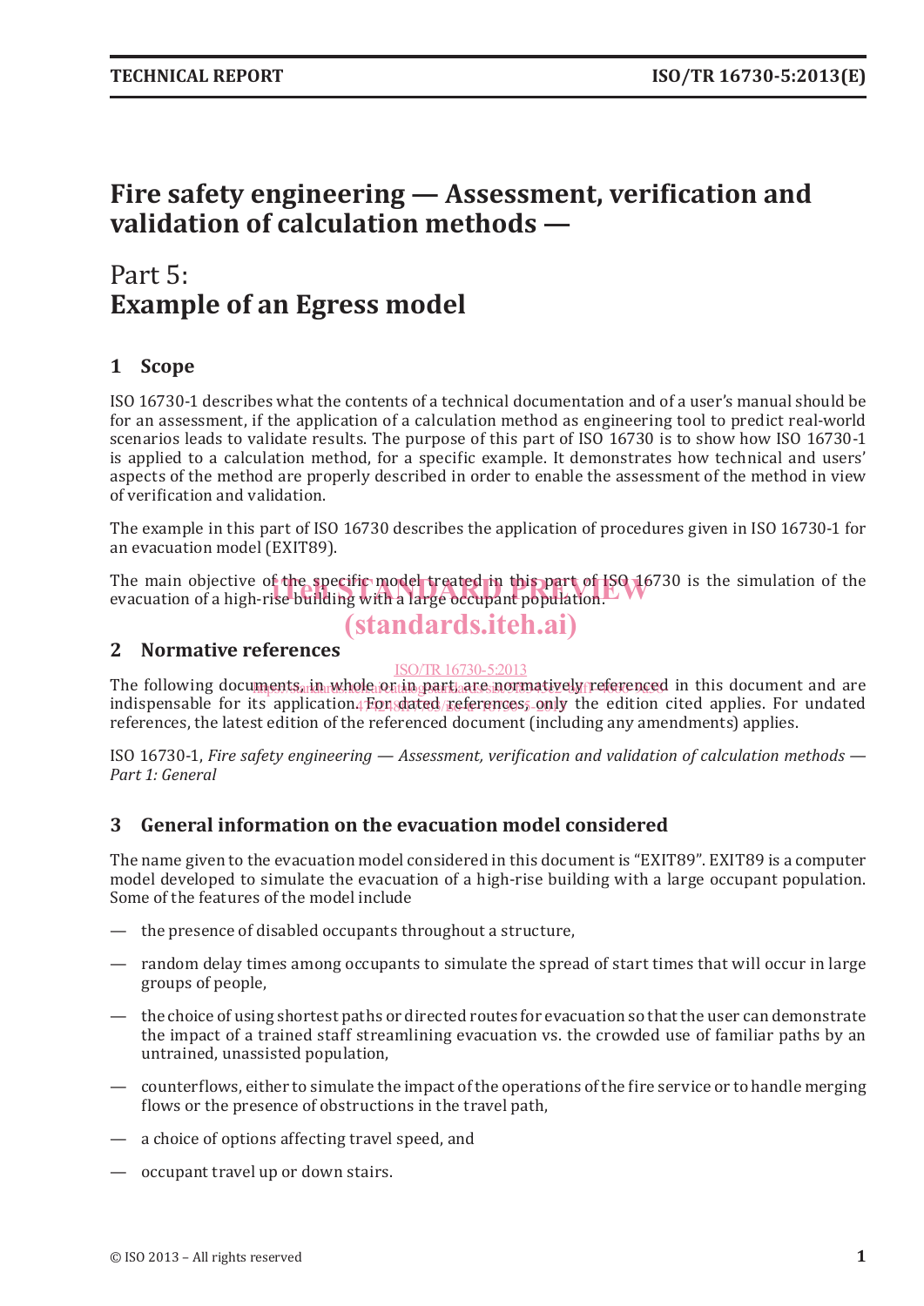# Fire safety engineering — Assessment, verification and validation of calculation methods —

## Part 5: Example of an Egress model

## 1 Scope

ISO 16730-1 describes what the contents of a technical documentation and of a user's manual should be for an assessment, if the application of a calculation method as engineering tool to predict real-world scenarios leads to validate results. The purpose of this part of ISO 16730 is to show how ISO 16730-1 is applied to a calculation method, for a specific example. It demonstrates how technical and users' aspects of the method are properly described in order to enable the assessment of the method in view of verification and validation.

The example in this part of ISO 16730 describes the application of procedures given in ISO 16730-1 for an evacuation model (EXIT89).

The main objective of the specific model treated in this part of ISO 16730 is the simulation of the evacuation of a high-rise building with a large occupant population.

## 2 Normative references

The following documents, in whole or in part, are normatively referenced in this document and are indispensable for its application. For dated references, only the edition cited applies. For undated references, the latest edition of the referenced document (including any amendments) applies.

ISO 16730-1, *Fire safety engineering — Assessment, verification and validation of calculation methods — Part 1: General*

## 3 General information on the evacuation model considered

The name given to the evacuation model considered in this document is "EXIT89". EXIT89 is a computer model developed to simulate the evacuation of a high-rise building with a large occupant population. Some of the features of the model include

- the presence of disabled occupants throughout a structure,
- random delay times among occupants to simulate the spread of start times that will occur in large groups of people,
- the choice of using shortest paths or directed routes for evacuation so that the user can demonstrate the impact of a trained staff streamlining evacuation vs. the crowded use of familiar paths by an untrained, unassisted population,
- counterflows, either to simulate the impact of the operations of the fire service or to handle merging flows or the presence of obstructions in the travel path,
- a choice of options affecting travel speed, and
- occupant travel up or down stairs.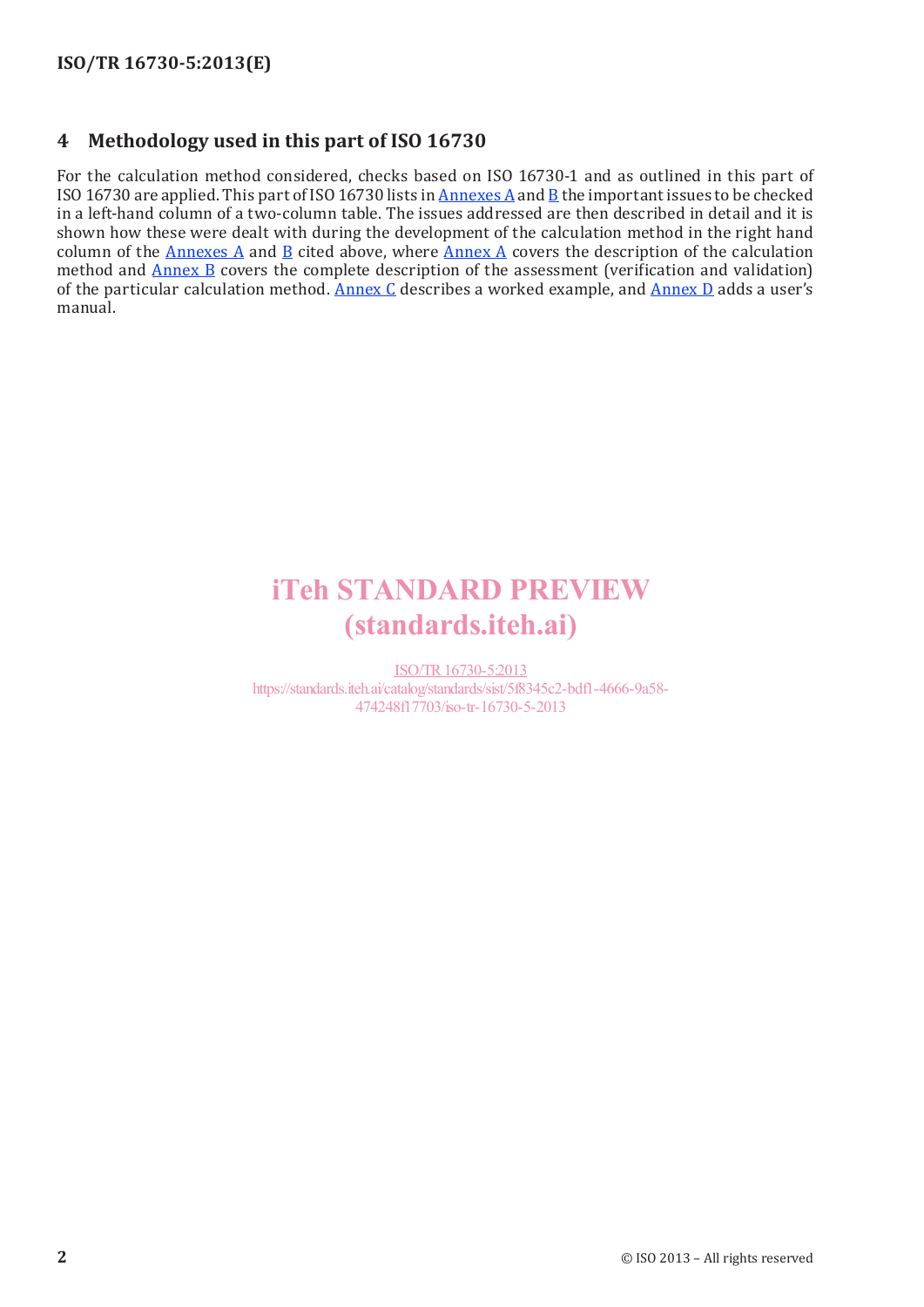## 4 Methodology used in this part of ISO 16730

For the calculation method considered, checks based on ISO 16730-1 and as outlined in this part of ISO 16730 are applied. This part of ISO 16730 lists in Annexes A and B the important issues to be checked in a left-hand column of a two-column table. The issues addressed are then described in detail and it is shown how these were dealt with during the development of the calculation method in the right hand column of the Annexes A and B cited above, where Annex A covers the description of the calculation method and Annex B covers the complete description of the assessment (verification and validation) of the particular calculation method. Annex C describes a worked example, and Annex D adds a user's manual.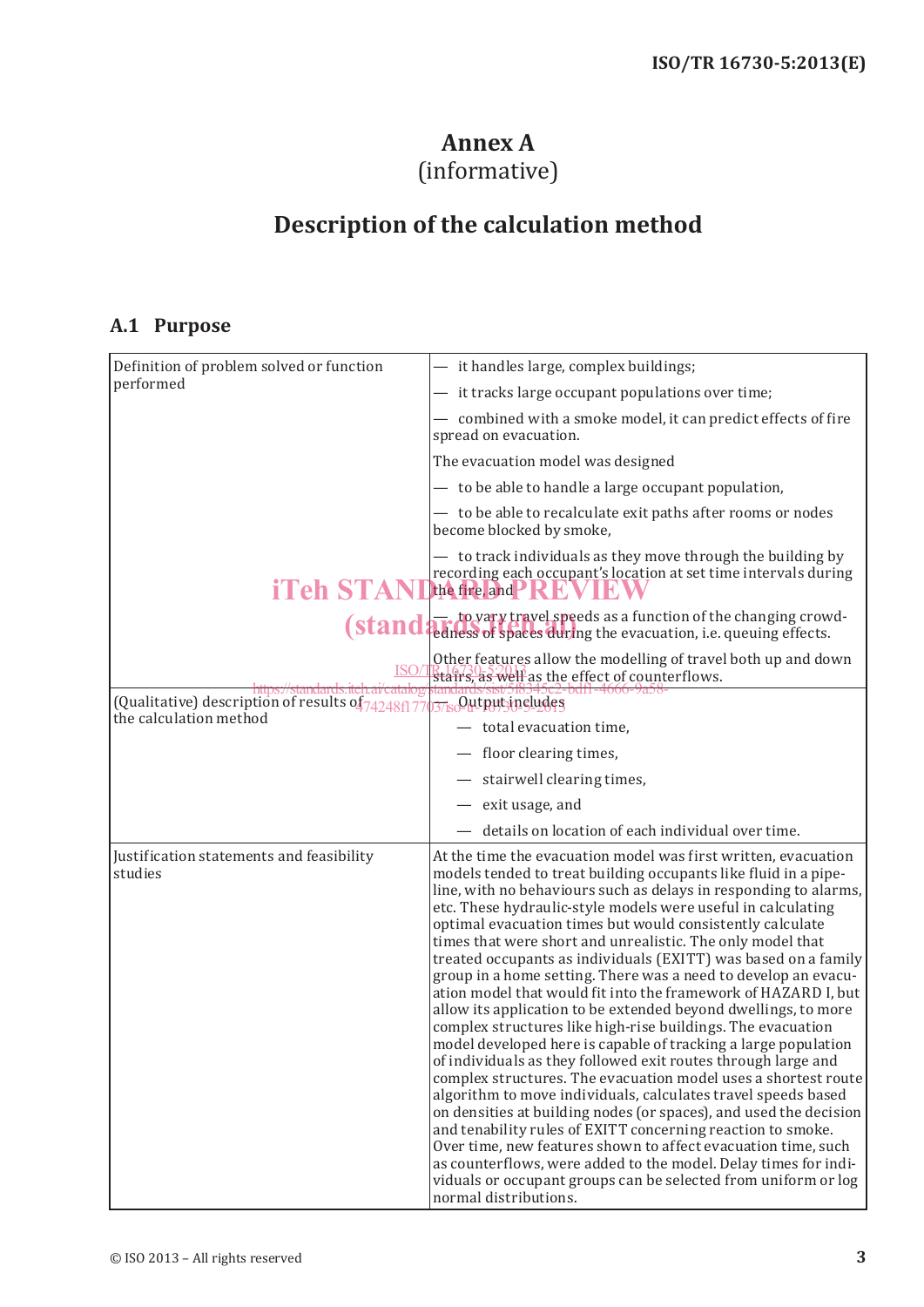# Annex A
(informative)

# Description of the calculation method

## A.1 Purpose

| | |
|---|---|
| Definition of problem solved or function performed | — it handles large, complex buildings;<br>— it tracks large occupant populations over time;<br>— combined with a smoke model, it can predict effects of fire spread on evacuation.<br>The evacuation model was designed<br>— to be able to handle a large occupant population,<br>— to be able to recalculate exit paths after rooms or nodes become blocked by smoke,<br>— to track individuals as they move through the building by recording each occupant's location at set time intervals during the fire, and<br>— to vary travel speeds as a function of the changing crowdedness of spaces during the evacuation, i.e. queuing effects.<br>Other features allow the modelling of travel both up and down stairs, as well as the effect of counterflows. |
| (Qualitative) description of results of the calculation method | — Output includes<br>— total evacuation time,<br>— floor clearing times,<br>— stairwell clearing times,<br>— exit usage, and<br>— details on location of each individual over time. |
| Justification statements and feasibility studies | At the time the evacuation model was first written, evacuation models tended to treat building occupants like fluid in a pipeline, with no behaviours such as delays in responding to alarms, etc. These hydraulic-style models were useful in calculating optimal evacuation times but would consistently calculate times that were short and unrealistic. The only model that treated occupants as individuals (EXITT) was based on a family group in a home setting. There was a need to develop an evacuation model that would fit into the framework of HAZARD I, but allow its application to be extended beyond dwellings, to more complex structures like high-rise buildings. The evacuation model developed here is capable of tracking a large population of individuals as they followed exit routes through large and complex structures. The evacuation model uses a shortest route algorithm to move individuals, calculates travel speeds based on densities at building nodes (or spaces), and used the decision and tenability rules of EXITT concerning reaction to smoke. Over time, new features shown to affect evacuation time, such as counterflows, were added to the model. Delay times for individuals or occupant groups can be selected from uniform or log normal distributions. |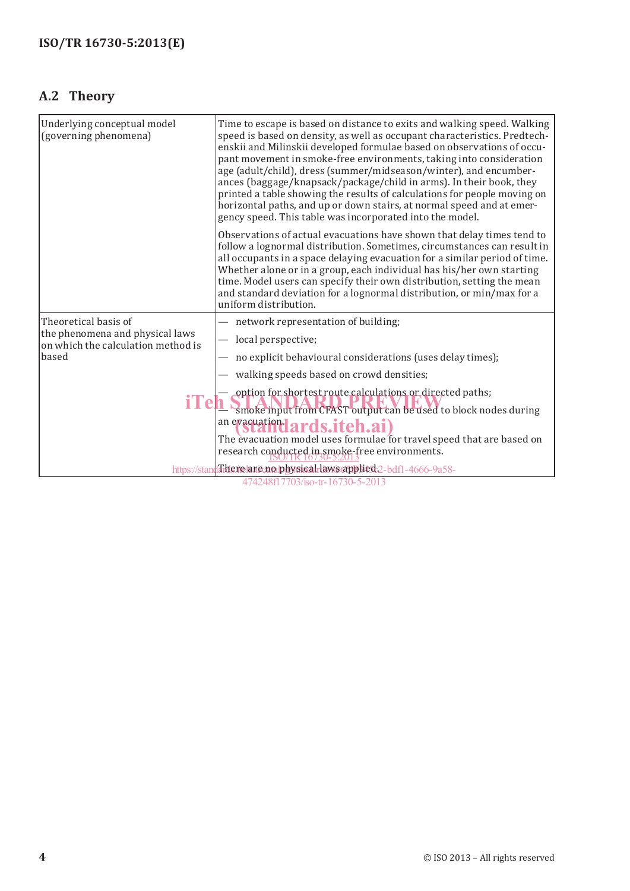## A.2 Theory

| | |
|---|---|
| Underlying conceptual model (governing phenomena) | Time to escape is based on distance to exits and walking speed. Walking speed is based on density, as well as occupant characteristics. Predtechenskii and Milinskii developed formulae based on observations of occupant movement in smoke-free environments, taking into consideration age (adult/child), dress (summer/midseason/winter), and encumbrances (baggage/knapsack/package/child in arms). In their book, they printed a table showing the results of calculations for people moving on horizontal paths, and up or down stairs, at normal speed and at emergency speed. This table was incorporated into the model.<br><br>Observations of actual evacuations have shown that delay times tend to follow a lognormal distribution. Sometimes, circumstances can result in all occupants in a space delaying evacuation for a similar period of time. Whether alone or in a group, each individual has his/her own starting time. Model users can specify their own distribution, setting the mean and standard deviation for a lognormal distribution, or min/max for a uniform distribution. |
| Theoretical basis of the phenomena and physical laws on which the calculation method is based | — network representation of building;<br>— local perspective;<br>— no explicit behavioural considerations (uses delay times);<br>— walking speeds based on crowd densities;<br>— option for shortest route calculations or directed paths;<br>— smoke input from CFAST output can be used to block nodes during an evacuation.<br>The evacuation model uses formulae for travel speed that are based on research conducted in smoke-free environments.<br>There are no physical laws applied. |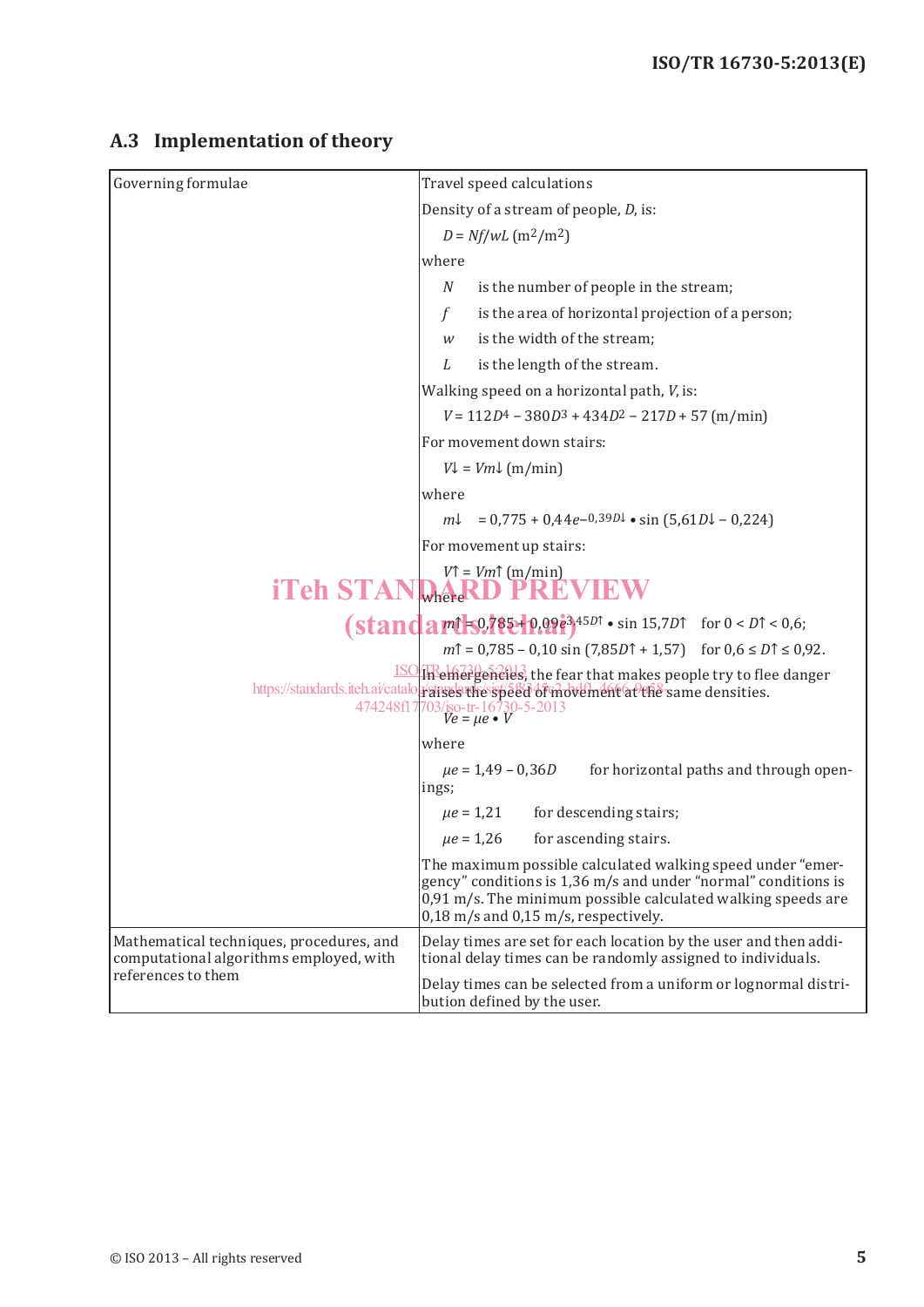## A.3 Implementation of theory

| Governing formulae | Travel speed calculations<br><br>Density of a stream of people, $D$, is:<br><br>$D = Nf/wL$ ($m^2/m^2$)<br><br>where<br><br>$N$ is the number of people in the stream;<br><br>$f$ is the area of horizontal projection of a person;<br><br>$w$ is the width of the stream;<br><br>$L$ is the length of the stream.<br><br>Walking speed on a horizontal path, $V$, is:<br><br>$V = 112D^4 - 380D^3 + 434D^2 - 217D + 57$ (m/min)<br><br>For movement down stairs:<br><br>$V\downarrow = Vm\downarrow$ (m/min)<br><br>where<br><br>$m\downarrow = 0{,}775 + 0{,}44e^{-0{,}39D\downarrow} \bullet \sin(5{,}61D\downarrow - 0{,}224)$<br><br>For movement up stairs:<br><br>$V\uparrow = Vm\uparrow$ (m/min)<br><br>where<br><br>$m\uparrow = 0{,}785 + 0{,}09e^{3{,}45D\uparrow} \bullet \sin 15{,}7D\uparrow$ for $0 < D\uparrow < 0{,}6$;<br><br>$m\uparrow = 0{,}785 - 0{,}10 \sin(7{,}85D\uparrow + 1{,}57)$ for $0{,}6 \le D\uparrow \le 0{,}92$.<br><br>In emergencies, the fear that makes people try to flee danger raises the speed of movement at the same densities.<br><br>$Ve = \mu e \bullet V$<br><br>where<br><br>$\mu e = 1{,}49 - 0{,}36D$ for horizontal paths and through openings;<br><br>$\mu e = 1{,}21$ for descending stairs;<br><br>$\mu e = 1{,}26$ for ascending stairs.<br><br>The maximum possible calculated walking speed under "emergency" conditions is 1,36 m/s and under "normal" conditions is 0,91 m/s. The minimum possible calculated walking speeds are 0,18 m/s and 0,15 m/s, respectively. |
|---|---|
| Mathematical techniques, procedures, and computational algorithms employed, with references to them | Delay times are set for each location by the user and then additional delay times can be randomly assigned to individuals.<br><br>Delay times can be selected from a uniform or lognormal distribution defined by the user. |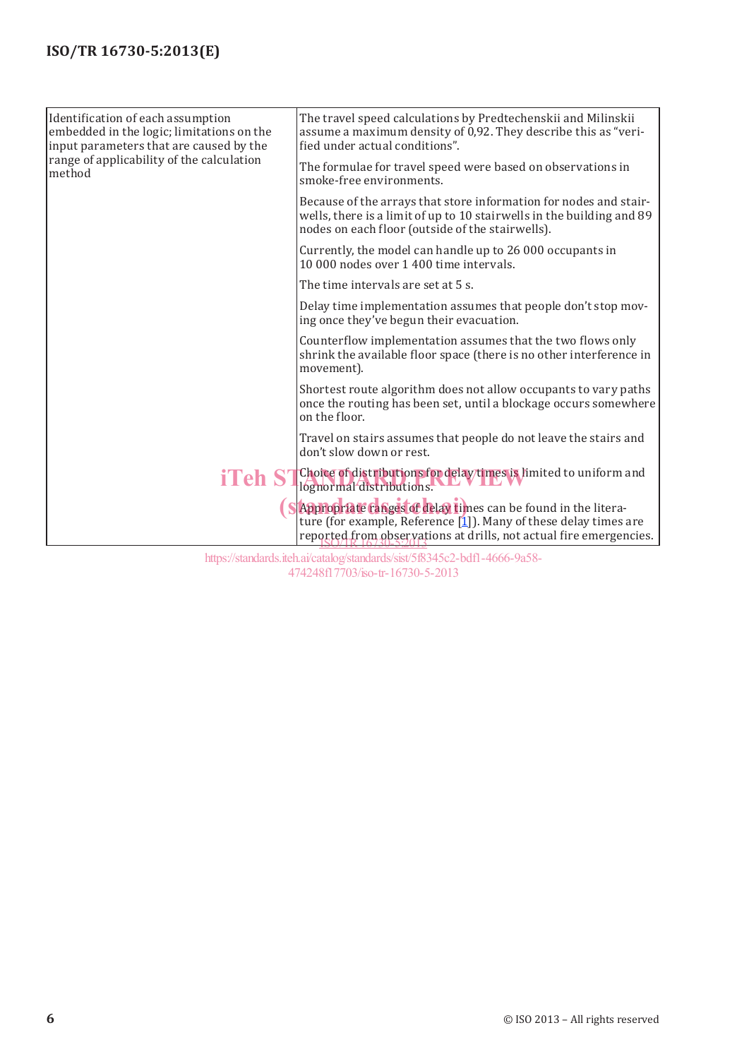| | |
|---|---|
| Identification of each assumption embedded in the logic; limitations on the input parameters that are caused by the range of applicability of the calculation method | The travel speed calculations by Predtechenskii and Milinskii assume a maximum density of 0,92. They describe this as “verified under actual conditions”.<br><br>The formulae for travel speed were based on observations in smoke-free environments.<br><br>Because of the arrays that store information for nodes and stairwells, there is a limit of up to 10 stairwells in the building and 89 nodes on each floor (outside of the stairwells).<br><br>Currently, the model can handle up to 26 000 occupants in 10 000 nodes over 1 400 time intervals.<br><br>The time intervals are set at 5 s.<br><br>Delay time implementation assumes that people don’t stop moving once they’ve begun their evacuation.<br><br>Counterflow implementation assumes that the two flows only shrink the available floor space (there is no other interference in movement).<br><br>Shortest route algorithm does not allow occupants to vary paths once the routing has been set, until a blockage occurs somewhere on the floor.<br><br>Travel on stairs assumes that people do not leave the stairs and don’t slow down or rest.<br><br>Choice of distributions for delay times is limited to uniform and lognormal distributions.<br><br>Appropriate ranges of delay times can be found in the literature (for example, Reference [1]). Many of these delay times are reported from observations at drills, not actual fire emergencies. |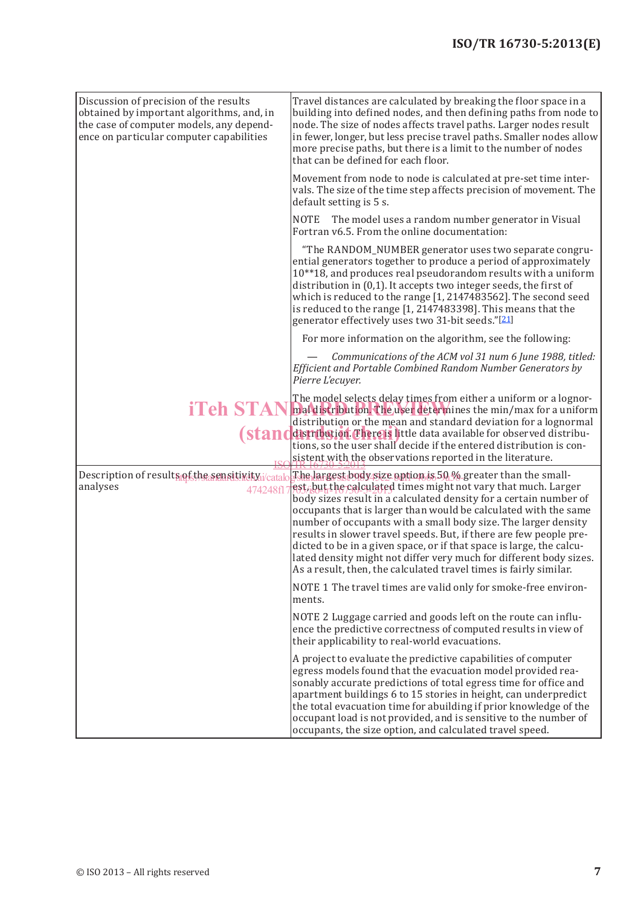| | |
|---|---|
| Discussion of precision of the results obtained by important algorithms, and, in the case of computer models, any dependence on particular computer capabilities | Travel distances are calculated by breaking the floor space in a building into defined nodes, and then defining paths from node to node. The size of nodes affects travel paths. Larger nodes result in fewer, longer, but less precise travel paths. Smaller nodes allow more precise paths, but there is a limit to the number of nodes that can be defined for each floor.<br><br>Movement from node to node is calculated at pre-set time intervals. The size of the time step affects precision of movement. The default setting is 5 s.<br><br>NOTE The model uses a random number generator in Visual Fortran v6.5. From the online documentation:<br><br>"The RANDOM_NUMBER generator uses two separate congruential generators together to produce a period of approximately 10**18, and produces real pseudorandom results with a uniform distribution in (0,1). It accepts two integer seeds, the first of which is reduced to the range [1, 2147483562]. The second seed is reduced to the range [1, 2147483398]. This means that the generator effectively uses two 31-bit seeds."[21]<br><br>For more information on the algorithm, see the following:<br><br>— *Communications of the ACM vol 31 num 6 June 1988, titled: Efficient and Portable Combined Random Number Generators by Pierre L'ecuyer.*<br><br>The model selects delay times from either a uniform or a lognormal distribution. The user determines the min/max for a uniform distribution or the mean and standard deviation for a lognormal distribution. There is little data available for observed distributions, so the user shall decide if the entered distribution is consistent with the observations reported in the literature. |
| Description of results of the sensitivity analyses | The largest body size option is 50 % greater than the smallest, but the calculated times might not vary that much. Larger body sizes result in a calculated density for a certain number of occupants that is larger than would be calculated with the same number of occupants with a small body size. The larger density results in slower travel speeds. But, if there are few people predicted to be in a given space, or if that space is large, the calculated density might not differ very much for different body sizes. As a result, then, the calculated travel times is fairly similar.<br><br>NOTE 1 The travel times are valid only for smoke-free environments.<br><br>NOTE 2 Luggage carried and goods left on the route can influence the predictive correctness of computed results in view of their applicability to real-world evacuations.<br><br>A project to evaluate the predictive capabilities of computer egress models found that the evacuation model provided reasonably accurate predictions of total egress time for office and apartment buildings 6 to 15 stories in height, can underpredict the total evacuation time for abuilding if prior knowledge of the occupant load is not provided, and is sensitive to the number of occupants, the size option, and calculated travel speed. |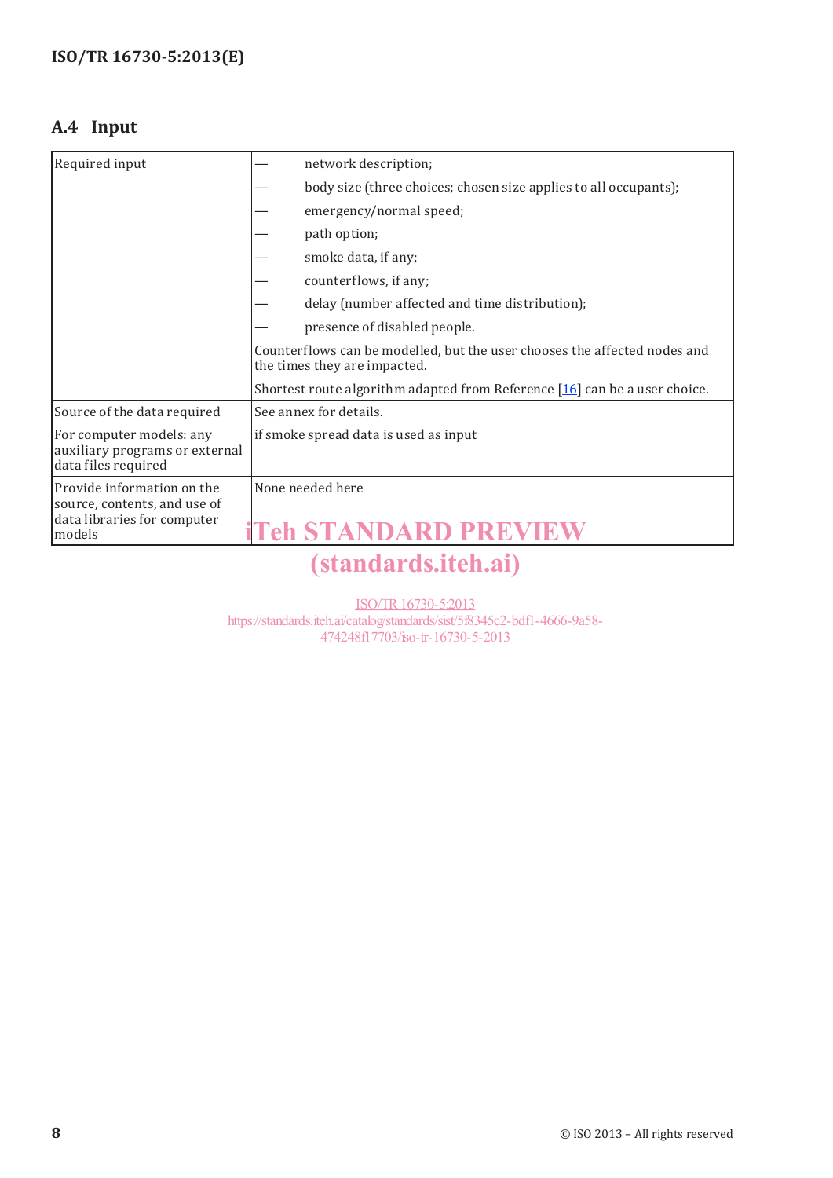## A.4 Input

| | |
|---|---|
| Required input | — network description;<br>— body size (three choices; chosen size applies to all occupants);<br>— emergency/normal speed;<br>— path option;<br>— smoke data, if any;<br>— counterflows, if any;<br>— delay (number affected and time distribution);<br>— presence of disabled people.<br>Counterflows can be modelled, but the user chooses the affected nodes and the times they are impacted.<br>Shortest route algorithm adapted from Reference [16] can be a user choice. |
| Source of the data required | See annex for details. |
| For computer models: any auxiliary programs or external data files required | if smoke spread data is used as input |
| Provide information on the source, contents, and use of data libraries for computer models | None needed here |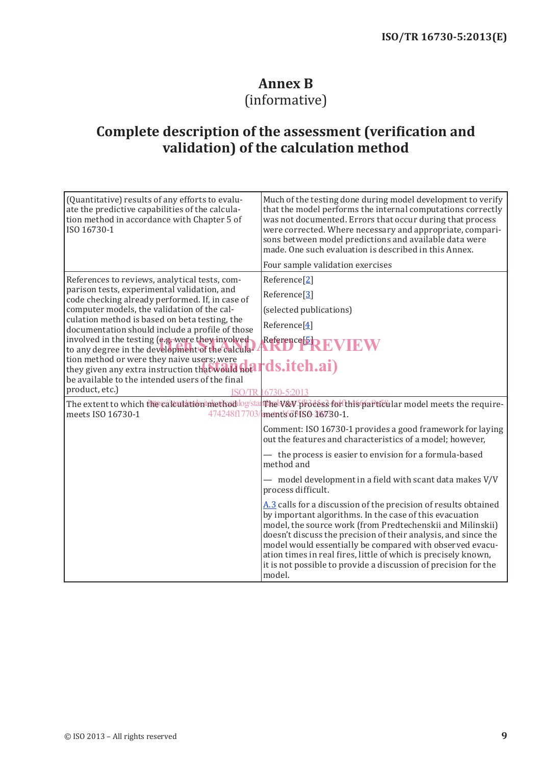# Annex B
(informative)

# Complete description of the assessment (verification and validation) of the calculation method

| | |
|---|---|
| (Quantitative) results of any efforts to evaluate the predictive capabilities of the calculation method in accordance with Chapter 5 of ISO 16730-1 | Much of the testing done during model development to verify that the model performs the internal computations correctly was not documented. Errors that occur during that process were corrected. Where necessary and appropriate, comparisons between model predictions and available data were made. One such evaluation is described in this Annex.<br><br>Four sample validation exercises |
| References to reviews, analytical tests, comparison tests, experimental validation, and code checking already performed. If, in case of computer models, the validation of the calculation method is based on beta testing, the documentation should include a profile of those involved in the testing (e.g. were they involved to any degree in the development of the calculation method or were they naive users; were they given any extra instruction that would not be available to the intended users of the final product, etc.) | Reference[2]<br><br>Reference[3]<br><br>(selected publications)<br><br>Reference[4]<br><br>Reference[5] |
| The extent to which the calculation method meets ISO 16730-1 | The V&V process for this particular model meets the requirements of ISO 16730-1.<br><br>Comment: ISO 16730-1 provides a good framework for laying out the features and characteristics of a model; however,<br><br>— the process is easier to envision for a formula-based method and<br><br>— model development in a field with scant data makes V/V process difficult.<br><br>A.3 calls for a discussion of the precision of results obtained by important algorithms. In the case of this evacuation model, the source work (from Predtechenskii and Milinskii) doesn't discuss the precision of their analysis, and since the model would essentially be compared with observed evacuation times in real fires, little of which is precisely known, it is not possible to provide a discussion of precision for the model. |